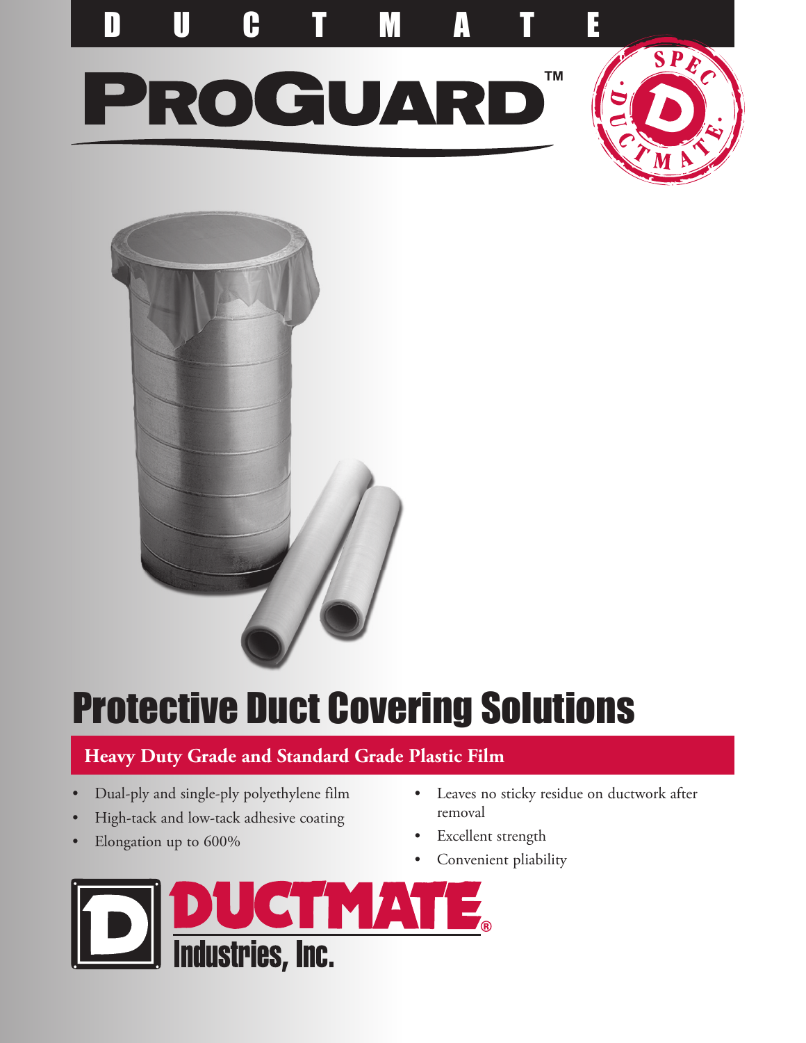DUCTMATE

# PROGUARD™

# Protective Duct Covering Solutions

## Heavy Duty Grade and Standard Grade Plastic Film

- Dual-ply and single-ply polyethylene film
- High-tack and low-tack adhesive coating
- Elongation up to 600%
- Leaves no sticky residue on ductwork after removal
- Excellent strength
- Convenient pliability

DUCTMATE® Industries, Inc.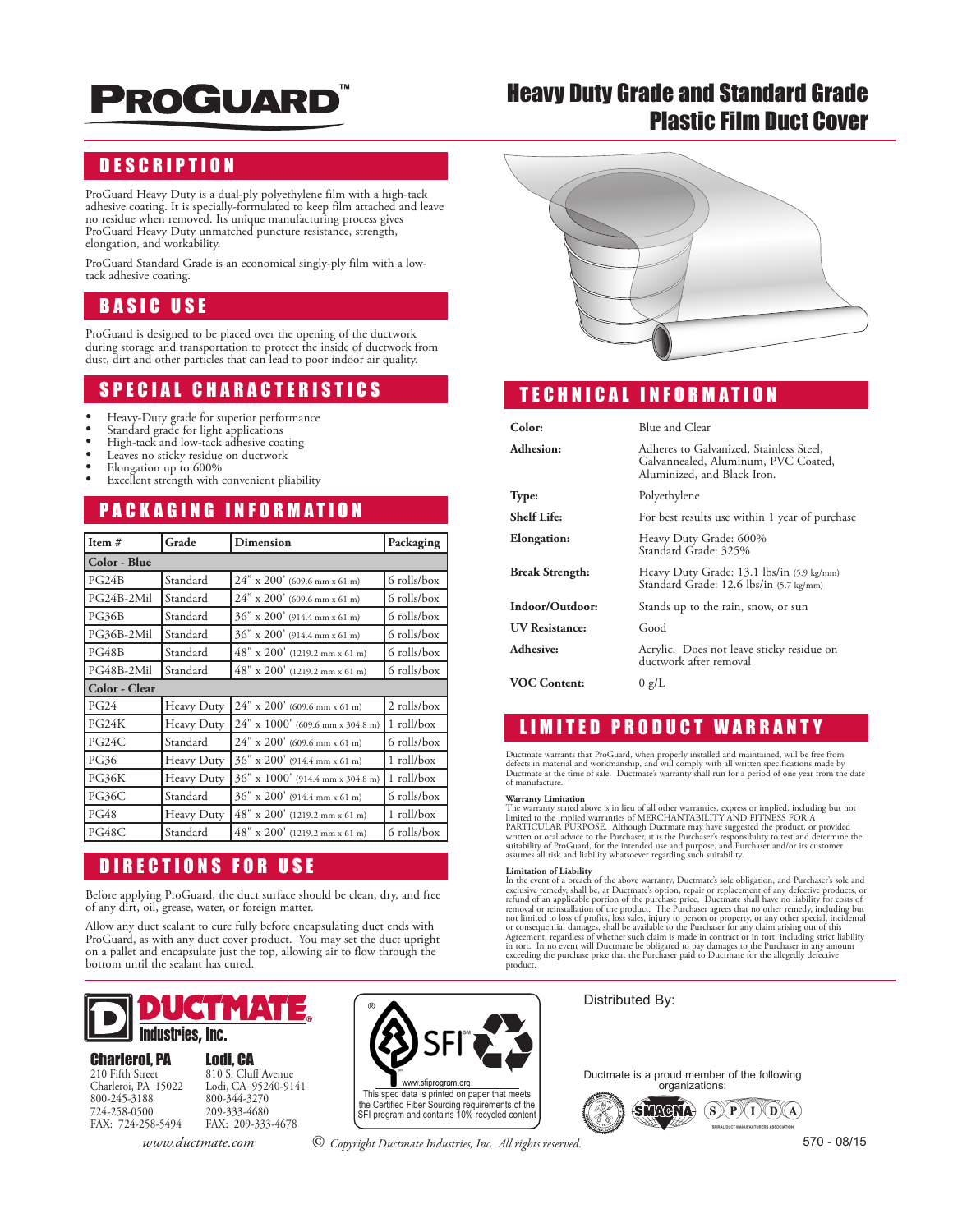# PROGUARD™

# Heavy Duty Grade and Standard Grade Plastic Film Duct Cover

## DESCRIPTION

ProGuard Heavy Duty is a dual-ply polyethylene film with a high-tack adhesive coating. It is specially-formulated to keep film attached and leave no residue when removed. Its unique manufacturing process gives ProGuard Heavy Duty unmatched puncture resistance, strength, elongation, and workability.

ProGuard Standard Grade is an economical singly-ply film with a low-tack adhesive coating.

## BASIC USE

ProGuard is designed to be placed over the opening of the ductwork during storage and transportation to protect the inside of ductwork from dust, dirt and other particles that can lead to poor indoor air quality.

## SPECIAL CHARACTERISTICS

- Heavy-Duty grade for superior performance
- Standard grade for light applications
- High-tack and low-tack adhesive coating
- Leaves no sticky residue on ductwork
- Elongation up to 600%
- Excellent strength with convenient pliability

## PACKAGING INFORMATION

| Item # | Grade | Dimension | Packaging |
|---|---|---|---|
| **Color - Blue** | | | |
| PG24B | Standard | 24" x 200' (609.6 mm x 61 m) | 6 rolls/box |
| PG24B-2Mil | Standard | 24" x 200' (609.6 mm x 61 m) | 6 rolls/box |
| PG36B | Standard | 36" x 200' (914.4 mm x 61 m) | 6 rolls/box |
| PG36B-2Mil | Standard | 36" x 200' (914.4 mm x 61 m) | 6 rolls/box |
| PG48B | Standard | 48" x 200' (1219.2 mm x 61 m) | 6 rolls/box |
| PG48B-2Mil | Standard | 48" x 200' (1219.2 mm x 61 m) | 6 rolls/box |
| **Color - Clear** | | | |
| PG24 | Heavy Duty | 24" x 200' (609.6 mm x 61 m) | 2 rolls/box |
| PG24K | Heavy Duty | 24" x 1000' (609.6 mm x 304.8 m) | 1 roll/box |
| PG24C | Standard | 24" x 200' (609.6 mm x 61 m) | 6 rolls/box |
| PG36 | Heavy Duty | 36" x 200' (914.4 mm x 61 m) | 1 roll/box |
| PG36K | Heavy Duty | 36" x 1000' (914.4 mm x 304.8 m) | 1 roll/box |
| PG36C | Standard | 36" x 200' (914.4 mm x 61 m) | 6 rolls/box |
| PG48 | Heavy Duty | 48" x 200' (1219.2 mm x 61 m) | 1 roll/box |
| PG48C | Standard | 48" x 200' (1219.2 mm x 61 m) | 6 rolls/box |

## DIRECTIONS FOR USE

Before applying ProGuard, the duct surface should be clean, dry, and free of any dirt, oil, grease, water, or foreign matter.

Allow any duct sealant to cure fully before encapsulating duct ends with ProGuard, as with any duct cover product. You may set the duct upright on a pallet and encapsulate just the top, allowing air to flow through the bottom until the sealant has cured.

## TECHNICAL INFORMATION

| | |
|---|---|
| **Color:** | Blue and Clear |
| **Adhesion:** | Adheres to Galvanized, Stainless Steel, Galvannealed, Aluminum, PVC Coated, Aluminized, and Black Iron. |
| **Type:** | Polyethylene |
| **Shelf Life:** | For best results use within 1 year of purchase |
| **Elongation:** | Heavy Duty Grade: 600% Standard Grade: 325% |
| **Break Strength:** | Heavy Duty Grade: 13.1 lbs/in (5.9 kg/mm) Standard Grade: 12.6 lbs/in (5.7 kg/mm) |
| **Indoor/Outdoor:** | Stands up to the rain, snow, or sun |
| **UV Resistance:** | Good |
| **Adhesive:** | Acrylic. Does not leave sticky residue on ductwork after removal |
| **VOC Content:** | 0 g/L |

## LIMITED PRODUCT WARRANTY

Ductmate warrants that ProGuard, when properly installed and maintained, will be free from defects in material and workmanship, and will comply with all written specifications made by Ductmate at the time of sale. Ductmate's warranty shall run for a period of one year from the date of manufacture.

**Warranty Limitation**
The warranty stated above is in lieu of all other warranties, express or implied, including but not limited to the implied warranties of MERCHANTABILITY AND FITNESS FOR A PARTICULAR PURPOSE. Although Ductmate may have suggested the product, or provided written or oral advice to the Purchaser, it is the Purchaser's responsibility to test and determine the suitability of ProGuard, for the intended use and purpose, and Purchaser and/or its customer assumes all risk and liability whatsoever regarding such suitability.

**Limitation of Liability**
In the event of a breach of the above warranty, Ductmate's sole obligation, and Purchaser's sole and exclusive remedy, shall be, at Ductmate's option, repair or replacement of any defective products, or refund of an applicable portion of the purchase price. Ductmate shall have no liability for costs of removal or reinstallation of the product. The Purchaser agrees that no other remedy, including but not limited to loss of profits, loss sales, injury to person or property, or any other special, incidental or consequential damages, shall be available to the Purchaser for any claim arising out of this Agreement, regardless of whether such claim is made in contract or in tort, including strict liability in tort. In no event will Ductmate be obligated to pay damages to the Purchaser in any amount exceeding the purchase price that the Purchaser paid to Ductmate for the allegedly defective product.

---

**DUCTMATE® Industries, Inc.**

**Charleroi, PA**
210 Fifth Street
Charleroi, PA 15022
800-245-3188
724-258-0500
FAX: 724-258-5494

**Lodi, CA**
810 S. Cluff Avenue
Lodi, CA 95240-9141
800-344-3270
209-333-4680
FAX: 209-333-4678

*www.ductmate.com*

SFI www.sfiprogram.org
This spec data is printed on paper that meets the Certified Fiber Sourcing requirements of the SFI program and contains 10% recycled content

Distributed By:

Ductmate is a proud member of the following organizations:

SMACNA SPIDA

© *Copyright Ductmate Industries, Inc. All rights reserved.*

570 - 08/15